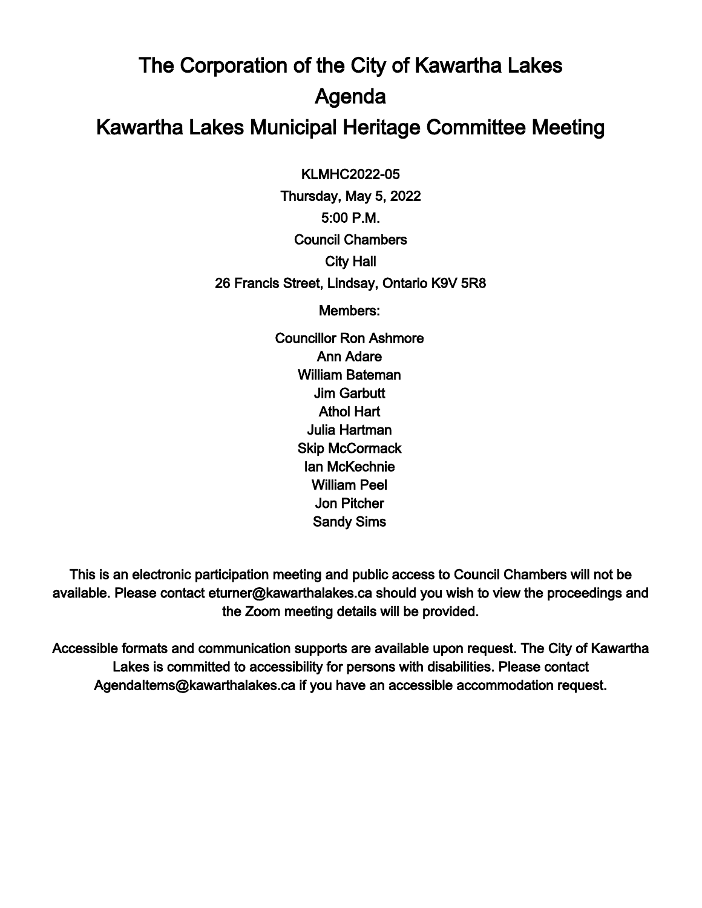# The Corporation of the City of Kawartha Lakes

# Agenda

# Kawartha Lakes Municipal Heritage Committee Meeting

KLMHC2022-05

Thursday, May 5, 2022

5:00 P.M.

Council Chambers

City Hall

26 Francis Street, Lindsay, Ontario K9V 5R8

Members:

Councillor Ron Ashmore
Ann Adare
William Bateman
Jim Garbutt
Athol Hart
Julia Hartman
Skip McCormack
Ian McKechnie
William Peel
Jon Pitcher
Sandy Sims

This is an electronic participation meeting and public access to Council Chambers will not be available. Please contact eturner@kawarthalakes.ca should you wish to view the proceedings and the Zoom meeting details will be provided.

Accessible formats and communication supports are available upon request. The City of Kawartha Lakes is committed to accessibility for persons with disabilities. Please contact AgendaItems@kawarthalakes.ca if you have an accessible accommodation request.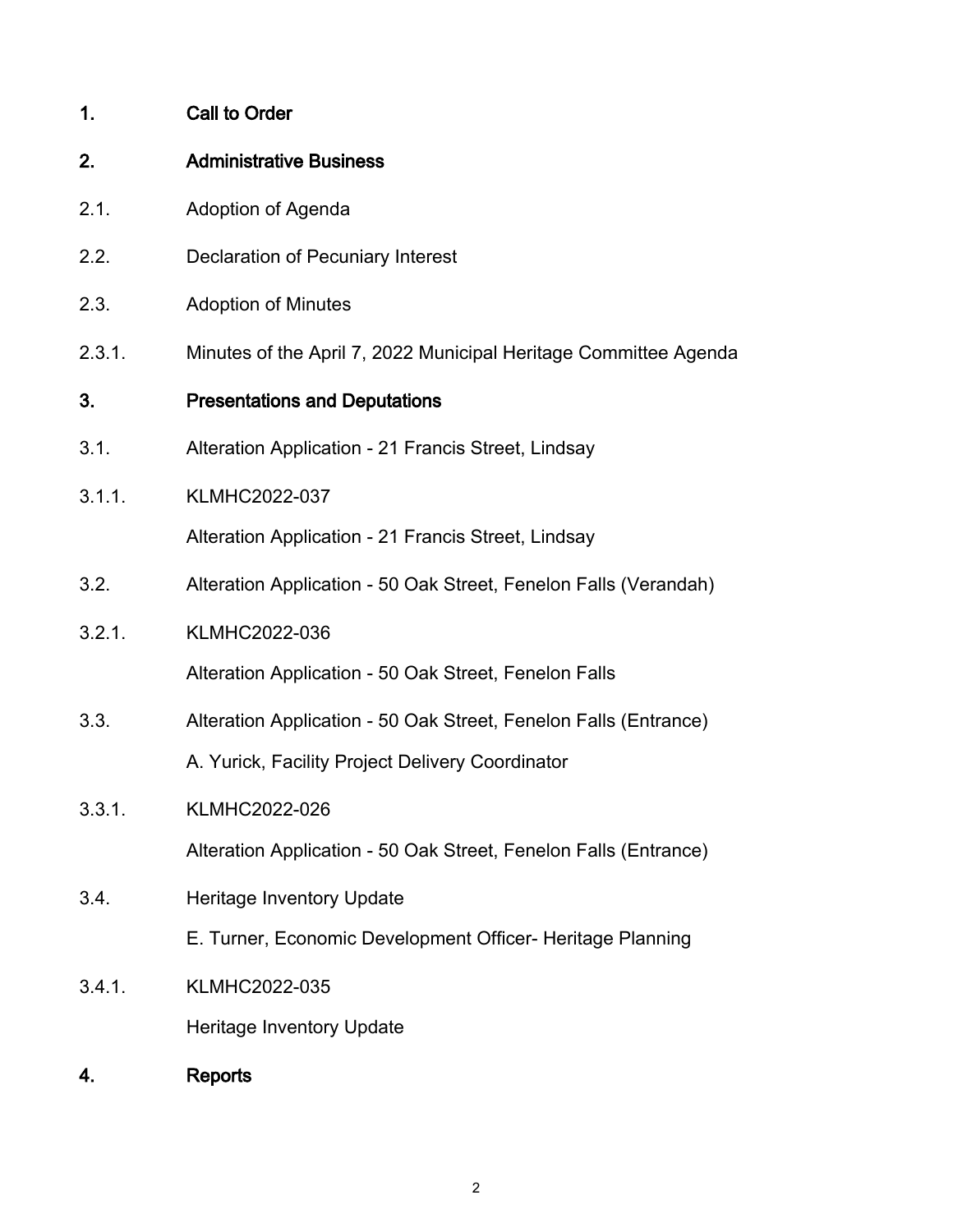## 1. Call to Order

## 2. Administrative Business

2.1. Adoption of Agenda

2.2. Declaration of Pecuniary Interest

2.3. Adoption of Minutes

2.3.1. Minutes of the April 7, 2022 Municipal Heritage Committee Agenda

## 3. Presentations and Deputations

3.1. Alteration Application - 21 Francis Street, Lindsay

3.1.1. KLMHC2022-037

Alteration Application - 21 Francis Street, Lindsay

3.2. Alteration Application - 50 Oak Street, Fenelon Falls (Verandah)

3.2.1. KLMHC2022-036

Alteration Application - 50 Oak Street, Fenelon Falls

3.3. Alteration Application - 50 Oak Street, Fenelon Falls (Entrance)

A. Yurick, Facility Project Delivery Coordinator

3.3.1. KLMHC2022-026

Alteration Application - 50 Oak Street, Fenelon Falls (Entrance)

3.4. Heritage Inventory Update

E. Turner, Economic Development Officer- Heritage Planning

3.4.1. KLMHC2022-035

Heritage Inventory Update

## 4. Reports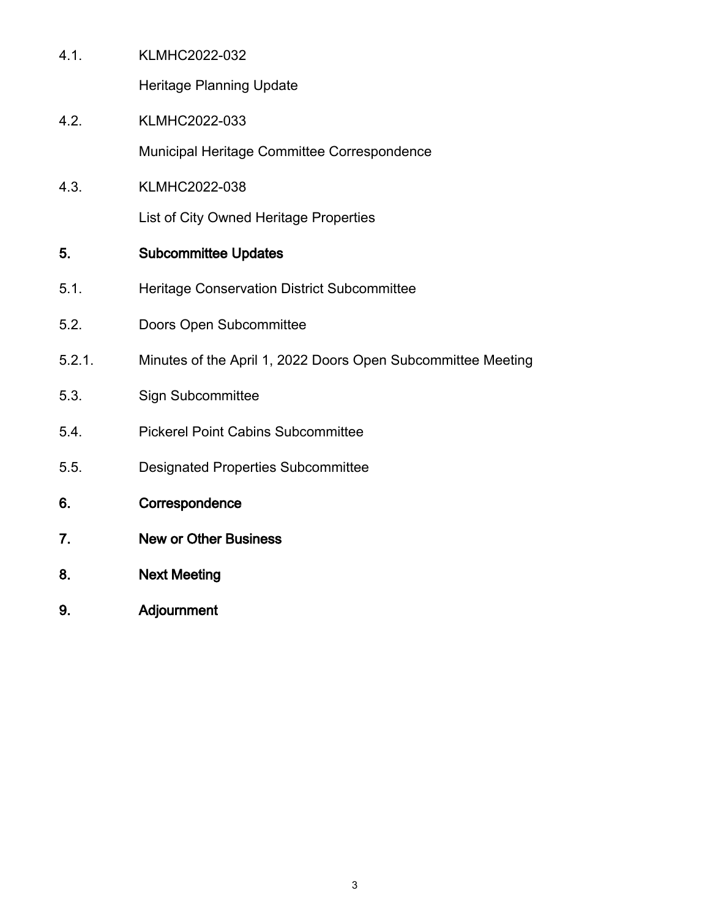4.1. KLMHC2022-032

Heritage Planning Update

4.2. KLMHC2022-033

Municipal Heritage Committee Correspondence

4.3. KLMHC2022-038

List of City Owned Heritage Properties

## 5. Subcommittee Updates

5.1. Heritage Conservation District Subcommittee

5.2. Doors Open Subcommittee

5.2.1. Minutes of the April 1, 2022 Doors Open Subcommittee Meeting

5.3. Sign Subcommittee

5.4. Pickerel Point Cabins Subcommittee

5.5. Designated Properties Subcommittee

## 6. Correspondence

## 7. New or Other Business

## 8. Next Meeting

## 9. Adjournment